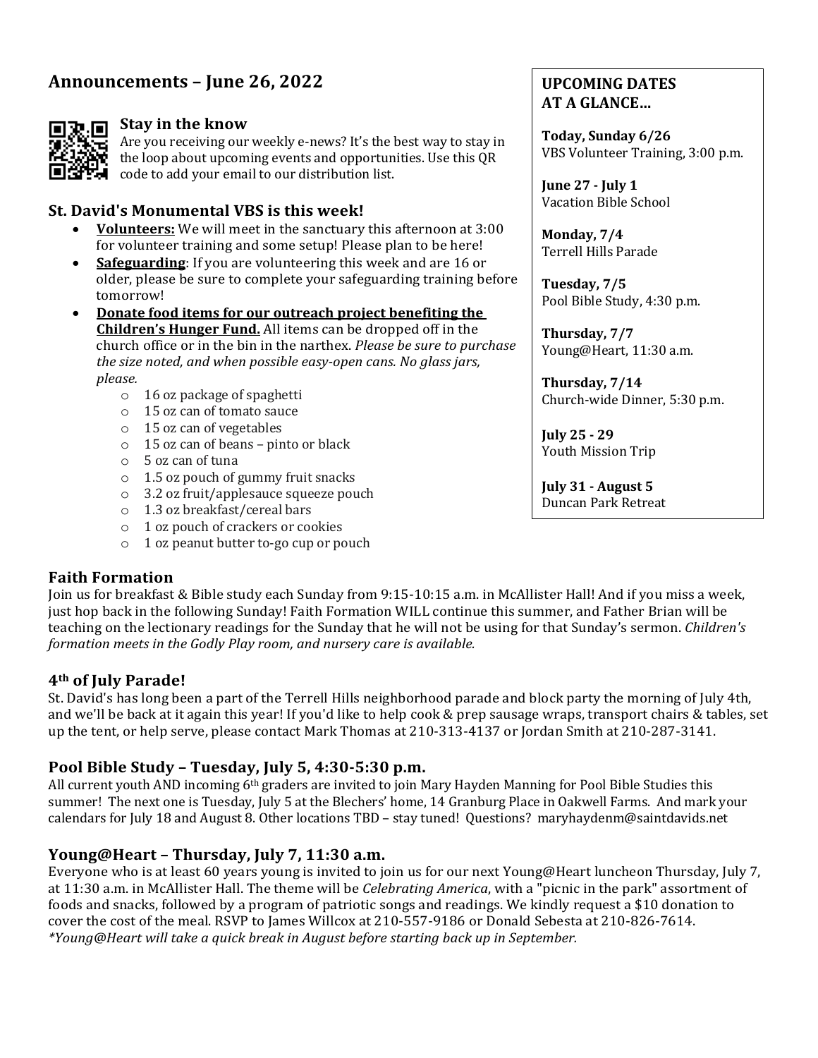## Announcements – June 26, 2022

### Stay in the know

Are you receiving our weekly e-news? It's the best way to stay in the loop about upcoming events and opportunities. Use this QR code to add your email to our distribution list.

### St. David's Monumental VBS is this week!

- **Volunteers:** We will meet in the sanctuary this afternoon at 3:00 for volunteer training and some setup! Please plan to be here!
- **Safeguarding**: If you are volunteering this week and are 16 or older, please be sure to complete your safeguarding training before tomorrow!
- **Donate food items for our outreach project benefiting the Children's Hunger Fund.** All items can be dropped off in the church office or in the bin in the narthex. *Please be sure to purchase the size noted, and when possible easy-open cans. No glass jars, please.*
  - 16 oz package of spaghetti
  - 15 oz can of tomato sauce
  - 15 oz can of vegetables
  - 15 oz can of beans – pinto or black
  - 5 oz can of tuna
  - 1.5 oz pouch of gummy fruit snacks
  - 3.2 oz fruit/applesauce squeeze pouch
  - 1.3 oz breakfast/cereal bars
  - 1 oz pouch of crackers or cookies
  - 1 oz peanut butter to-go cup or pouch

### UPCOMING DATES AT A GLANCE…

**Today, Sunday 6/26**
VBS Volunteer Training, 3:00 p.m.

**June 27 - July 1**
Vacation Bible School

**Monday, 7/4**
Terrell Hills Parade

**Tuesday, 7/5**
Pool Bible Study, 4:30 p.m.

**Thursday, 7/7**
Young@Heart, 11:30 a.m.

**Thursday, 7/14**
Church-wide Dinner, 5:30 p.m.

**July 25 - 29**
Youth Mission Trip

**July 31 - August 5**
Duncan Park Retreat

### Faith Formation

Join us for breakfast & Bible study each Sunday from 9:15-10:15 a.m. in McAllister Hall! And if you miss a week, just hop back in the following Sunday! Faith Formation WILL continue this summer, and Father Brian will be teaching on the lectionary readings for the Sunday that he will not be using for that Sunday's sermon. *Children's formation meets in the Godly Play room, and nursery care is available.*

### 4th of July Parade!

St. David's has long been a part of the Terrell Hills neighborhood parade and block party the morning of July 4th, and we'll be back at it again this year! If you'd like to help cook & prep sausage wraps, transport chairs & tables, set up the tent, or help serve, please contact Mark Thomas at 210-313-4137 or Jordan Smith at 210-287-3141.

### Pool Bible Study – Tuesday, July 5, 4:30-5:30 p.m.

All current youth AND incoming 6th graders are invited to join Mary Hayden Manning for Pool Bible Studies this summer! The next one is Tuesday, July 5 at the Blechers' home, 14 Granburg Place in Oakwell Farms. And mark your calendars for July 18 and August 8. Other locations TBD – stay tuned! Questions? maryhaydenm@saintdavids.net

### Young@Heart – Thursday, July 7, 11:30 a.m.

Everyone who is at least 60 years young is invited to join us for our next Young@Heart luncheon Thursday, July 7, at 11:30 a.m. in McAllister Hall. The theme will be *Celebrating America*, with a "picnic in the park" assortment of foods and snacks, followed by a program of patriotic songs and readings. We kindly request a $10 donation to cover the cost of the meal. RSVP to James Willcox at 210-557-9186 or Donald Sebesta at 210-826-7614.
*\*Young@Heart will take a quick break in August before starting back up in September.*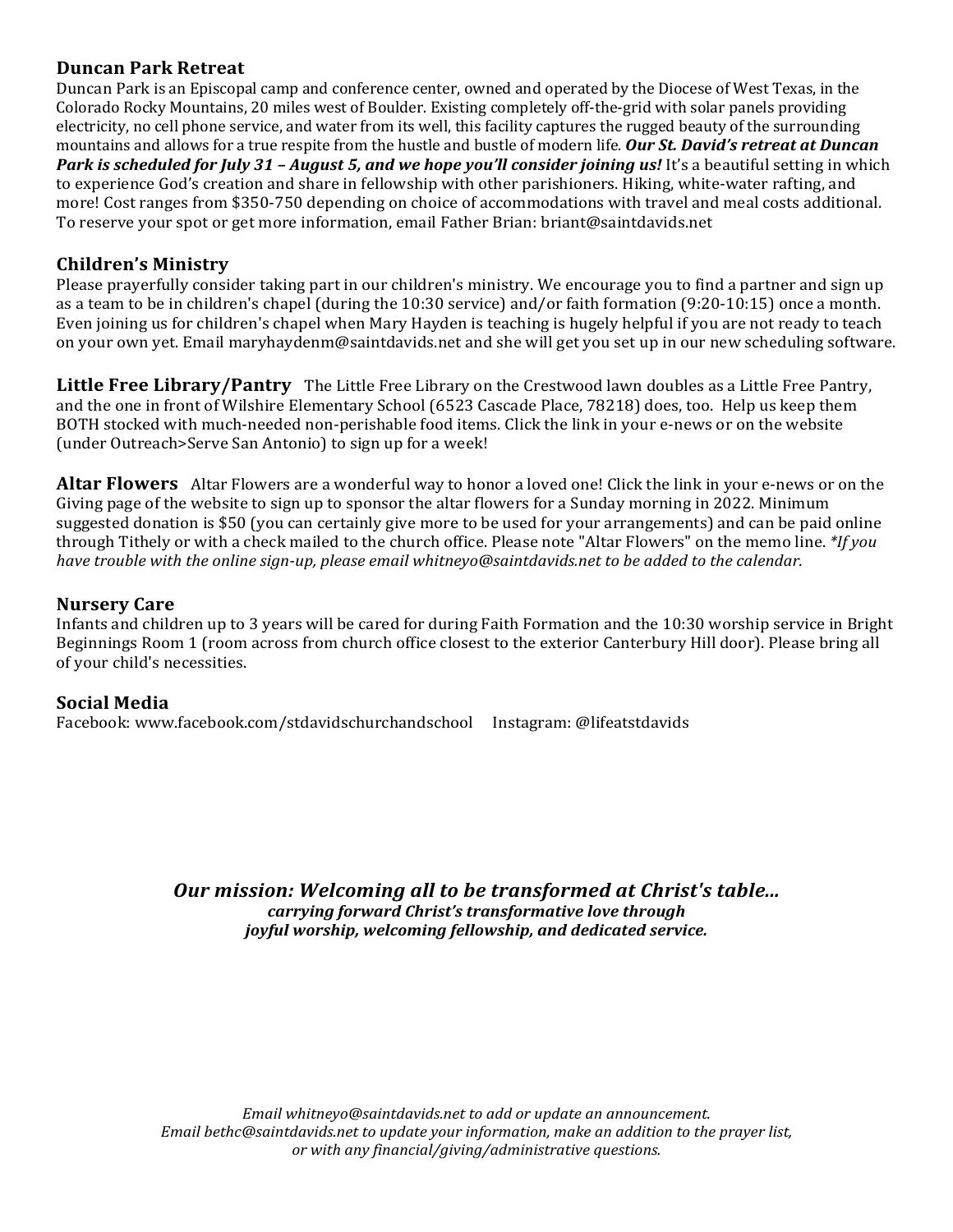## Duncan Park Retreat

Duncan Park is an Episcopal camp and conference center, owned and operated by the Diocese of West Texas, in the Colorado Rocky Mountains, 20 miles west of Boulder. Existing completely off-the-grid with solar panels providing electricity, no cell phone service, and water from its well, this facility captures the rugged beauty of the surrounding mountains and allows for a true respite from the hustle and bustle of modern life. ***Our St. David's retreat at Duncan Park is scheduled for July 31 – August 5, and we hope you'll consider joining us!*** It's a beautiful setting in which to experience God's creation and share in fellowship with other parishioners. Hiking, white-water rafting, and more! Cost ranges from $350-750 depending on choice of accommodations with travel and meal costs additional. To reserve your spot or get more information, email Father Brian: briant@saintdavids.net

## Children's Ministry

Please prayerfully consider taking part in our children's ministry. We encourage you to find a partner and sign up as a team to be in children's chapel (during the 10:30 service) and/or faith formation (9:20-10:15) once a month. Even joining us for children's chapel when Mary Hayden is teaching is hugely helpful if you are not ready to teach on your own yet. Email maryhaydenm@saintdavids.net and she will get you set up in our new scheduling software.

**Little Free Library/Pantry** The Little Free Library on the Crestwood lawn doubles as a Little Free Pantry, and the one in front of Wilshire Elementary School (6523 Cascade Place, 78218) does, too. Help us keep them BOTH stocked with much-needed non-perishable food items. Click the link in your e-news or on the website (under Outreach>Serve San Antonio) to sign up for a week!

**Altar Flowers** Altar Flowers are a wonderful way to honor a loved one! Click the link in your e-news or on the Giving page of the website to sign up to sponsor the altar flowers for a Sunday morning in 2022. Minimum suggested donation is $50 (you can certainly give more to be used for your arrangements) and can be paid online through Tithely or with a check mailed to the church office. Please note "Altar Flowers" on the memo line. *\*If you have trouble with the online sign-up, please email whitneyo@saintdavids.net to be added to the calendar.*

## Nursery Care

Infants and children up to 3 years will be cared for during Faith Formation and the 10:30 worship service in Bright Beginnings Room 1 (room across from church office closest to the exterior Canterbury Hill door). Please bring all of your child's necessities.

## Social Media

Facebook: www.facebook.com/stdavidschurchandschool Instagram: @lifeatstdavids

***Our mission: Welcoming all to be transformed at Christ's table...***
***carrying forward Christ's transformative love through joyful worship, welcoming fellowship, and dedicated service.***

*Email whitneyo@saintdavids.net to add or update an announcement.*
*Email bethc@saintdavids.net to update your information, make an addition to the prayer list, or with any financial/giving/administrative questions.*